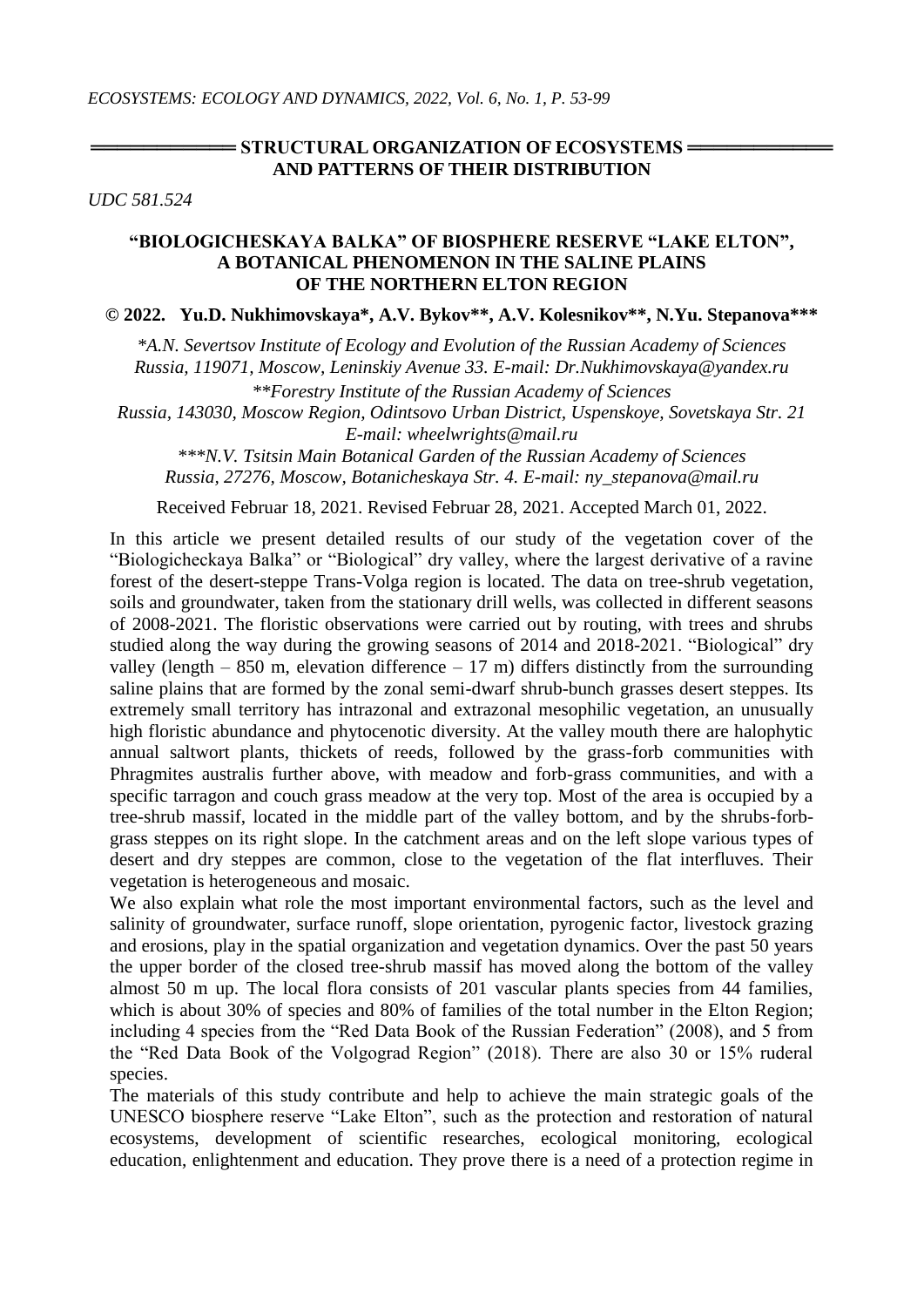## STRUCTURAL ORGANIZATION OF ECOSYSTEMS AND PATTERNS OF THEIR DISTRIBUTION

*UDC 581.524*

# "BIOLOGICHESKAYA BALKA" OF BIOSPHERE RESERVE "LAKE ELTON", A BOTANICAL PHENOMENON IN THE SALINE PLAINS OF THE NORTHERN ELTON REGION

**© 2022. Yu.D. Nukhimovskaya*, A.V. Bykov**, A.V. Kolesnikov**, N.Yu. Stepanova*****

**A.N. Severtsov Institute of Ecology and Evolution of the Russian Academy of Sciences Russia, 119071, Moscow, Leninskiy Avenue 33. E-mail: Dr.Nukhimovskaya@yandex.ru*

***Forestry Institute of the Russian Academy of Sciences Russia, 143030, Moscow Region, Odintsovo Urban District, Uspenskoye, Sovetskaya Str. 21 E-mail: wheelwrights@mail.ru*

****N.V. Tsitsin Main Botanical Garden of the Russian Academy of Sciences Russia, 27276, Moscow, Botanicheskaya Str. 4. E-mail: ny_stepanova@mail.ru*

Received Februar 18, 2021. Revised Februar 28, 2021. Accepted March 01, 2022.

In this article we present detailed results of our study of the vegetation cover of the "Biologicheckaya Balka" or "Biological" dry valley, where the largest derivative of a ravine forest of the desert-steppe Trans-Volga region is located. The data on tree-shrub vegetation, soils and groundwater, taken from the stationary drill wells, was collected in different seasons of 2008-2021. The floristic observations were carried out by routing, with trees and shrubs studied along the way during the growing seasons of 2014 and 2018-2021. "Biological" dry valley (length – 850 m, elevation difference – 17 m) differs distinctly from the surrounding saline plains that are formed by the zonal semi-dwarf shrub-bunch grasses desert steppes. Its extremely small territory has intrazonal and extrazonal mesophilic vegetation, an unusually high floristic abundance and phytocenotic diversity. At the valley mouth there are halophytic annual saltwort plants, thickets of reeds, followed by the grass-forb communities with Phragmites australis further above, with meadow and forb-grass communities, and with a specific tarragon and couch grass meadow at the very top. Most of the area is occupied by a tree-shrub massif, located in the middle part of the valley bottom, and by the shrubs-forb-grass steppes on its right slope. In the catchment areas and on the left slope various types of desert and dry steppes are common, close to the vegetation of the flat interfluves. Their vegetation is heterogeneous and mosaic.

We also explain what role the most important environmental factors, such as the level and salinity of groundwater, surface runoff, slope orientation, pyrogenic factor, livestock grazing and erosions, play in the spatial organization and vegetation dynamics. Over the past 50 years the upper border of the closed tree-shrub massif has moved along the bottom of the valley almost 50 m up. The local flora consists of 201 vascular plants species from 44 families, which is about 30% of species and 80% of families of the total number in the Elton Region; including 4 species from the "Red Data Book of the Russian Federation" (2008), and 5 from the "Red Data Book of the Volgograd Region" (2018). There are also 30 or 15% ruderal species.

The materials of this study contribute and help to achieve the main strategic goals of the UNESCO biosphere reserve "Lake Elton", such as the protection and restoration of natural ecosystems, development of scientific researches, ecological monitoring, ecological education, enlightenment and education. They prove there is a need of a protection regime in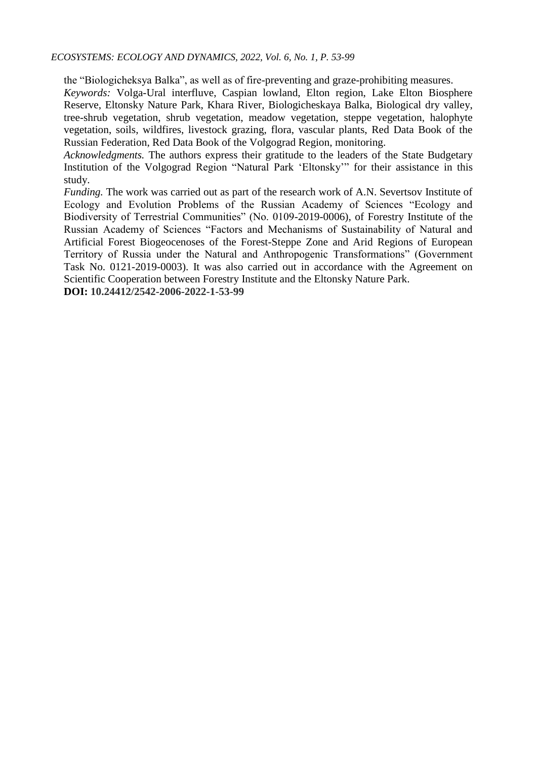the “Biologicheksya Balka”, as well as of fire-preventing and graze-prohibiting measures.

*Keywords:* Volga-Ural interfluve, Caspian lowland, Elton region, Lake Elton Biosphere Reserve, Eltonsky Nature Park, Khara River, Biologicheskaya Balka, Biological dry valley, tree-shrub vegetation, shrub vegetation, meadow vegetation, steppe vegetation, halophyte vegetation, soils, wildfires, livestock grazing, flora, vascular plants, Red Data Book of the Russian Federation, Red Data Book of the Volgograd Region, monitoring.

*Acknowledgments.* The authors express their gratitude to the leaders of the State Budgetary Institution of the Volgograd Region “Natural Park ‘Eltonsky’” for their assistance in this study.

*Funding.* The work was carried out as part of the research work of A.N. Severtsov Institute of Ecology and Evolution Problems of the Russian Academy of Sciences “Ecology and Biodiversity of Terrestrial Communities” (No. 0109-2019-0006), of Forestry Institute of the Russian Academy of Sciences “Factors and Mechanisms of Sustainability of Natural and Artificial Forest Biogeocenoses of the Forest-Steppe Zone and Arid Regions of European Territory of Russia under the Natural and Anthropogenic Transformations” (Government Task No. 0121-2019-0003). It was also carried out in accordance with the Agreement on Scientific Cooperation between Forestry Institute and the Eltonsky Nature Park.

**DOI: 10.24412/2542-2006-2022-1-53-99**